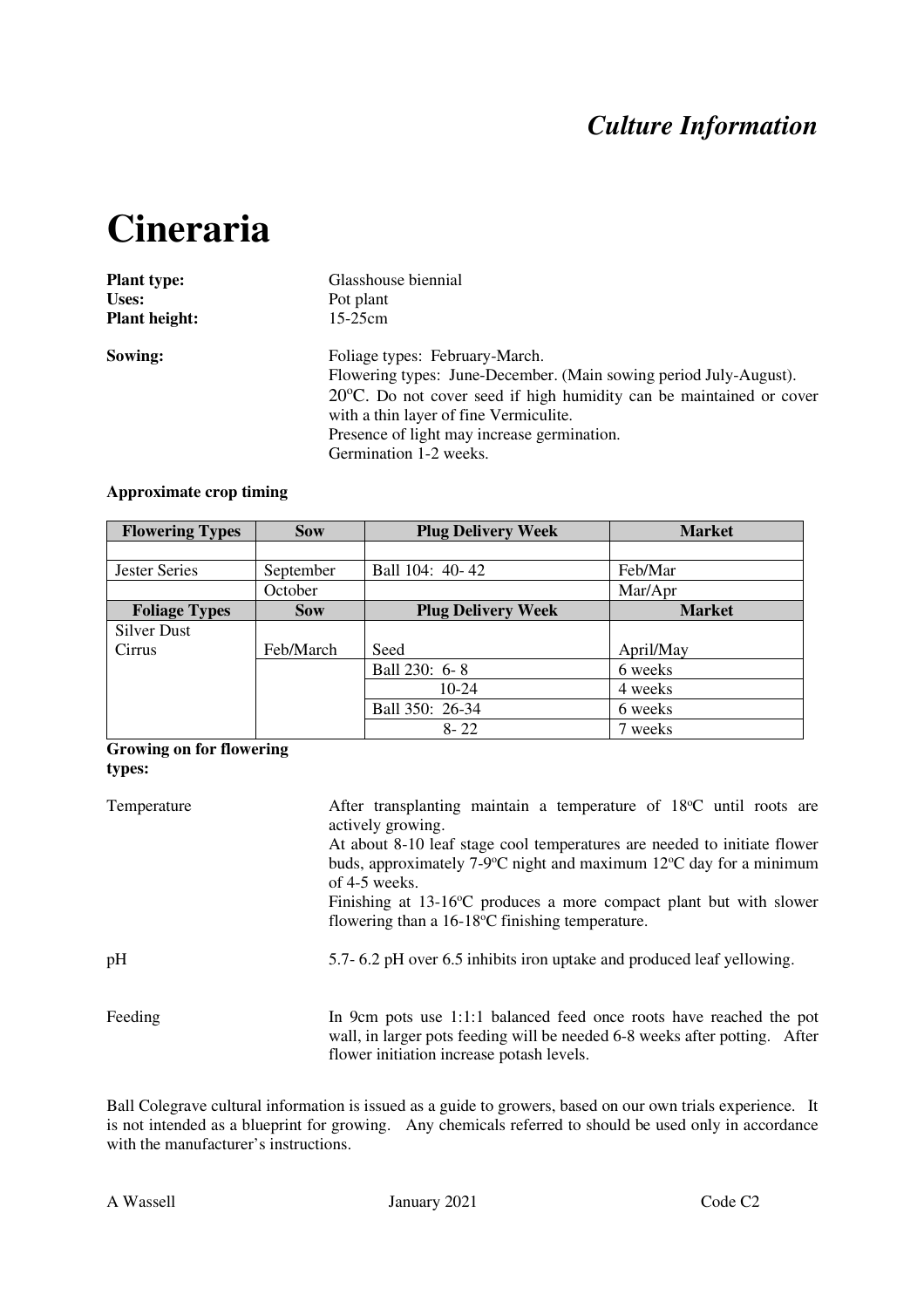*Culture Information*

# Cineraria

**Plant type:** Glasshouse biennial
**Uses:** Pot plant
**Plant height:** 15-25cm

**Sowing:** Foliage types: February-March.
Flowering types: June-December. (Main sowing period July-August).
20ºC. Do not cover seed if high humidity can be maintained or cover with a thin layer of fine Vermiculite.
Presence of light may increase germination.
Germination 1-2 weeks.

**Approximate crop timing**

| Flowering Types | Sow | Plug Delivery Week | Market |
|---|---|---|---|
| | | | |
| Jester Series | September | Ball 104: 40- 42 | Feb/Mar |
| | October | | Mar/Apr |
| **Foliage Types** | **Sow** | **Plug Delivery Week** | **Market** |
| Silver Dust Cirrus | Feb/March | Seed | April/May |
| | | Ball 230: 6- 8 | 6 weeks |
| | | 10-24 | 4 weeks |
| | | Ball 350: 26-34 | 6 weeks |
| | | 8- 22 | 7 weeks |

**Growing on for flowering types:**

Temperature: After transplanting maintain a temperature of 18ºC until roots are actively growing.
At about 8-10 leaf stage cool temperatures are needed to initiate flower buds, approximately 7-9ºC night and maximum 12ºC day for a minimum of 4-5 weeks.
Finishing at 13-16ºC produces a more compact plant but with slower flowering than a 16-18ºC finishing temperature.

pH: 5.7- 6.2 pH over 6.5 inhibits iron uptake and produced leaf yellowing.

Feeding: In 9cm pots use 1:1:1 balanced feed once roots have reached the pot wall, in larger pots feeding will be needed 6-8 weeks after potting. After flower initiation increase potash levels.

Ball Colegrave cultural information is issued as a guide to growers, based on our own trials experience. It is not intended as a blueprint for growing. Any chemicals referred to should be used only in accordance with the manufacturer's instructions.

A Wassell January 2021 Code C2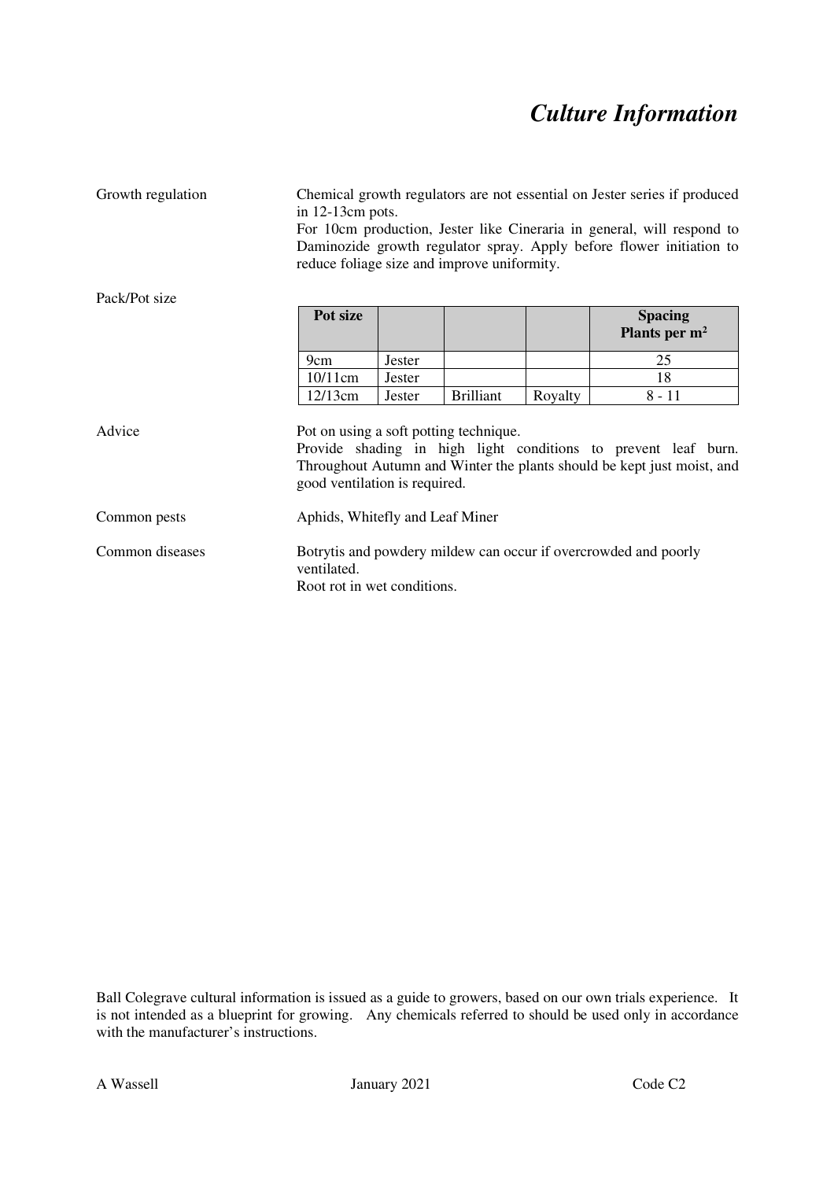# *Culture Information*

Growth regulation

Chemical growth regulators are not essential on Jester series if produced in 12-13cm pots.
For 10cm production, Jester like Cineraria in general, will respond to Daminozide growth regulator spray. Apply before flower initiation to reduce foliage size and improve uniformity.

Pack/Pot size

| Pot size | | | | Spacing Plants per $m^2$ |
|---|---|---|---|---|
| 9cm | Jester | | | 25 |
| 10/11cm | Jester | | | 18 |
| 12/13cm | Jester | Brilliant | Royalty | 8 - 11 |

Advice

Pot on using a soft potting technique.
Provide shading in high light conditions to prevent leaf burn. Throughout Autumn and Winter the plants should be kept just moist, and good ventilation is required.

Common pests

Aphids, Whitefly and Leaf Miner

Common diseases

Botrytis and powdery mildew can occur if overcrowded and poorly ventilated.
Root rot in wet conditions.

Ball Colegrave cultural information is issued as a guide to growers, based on our own trials experience. It is not intended as a blueprint for growing. Any chemicals referred to should be used only in accordance with the manufacturer's instructions.

A Wassell January 2021 Code C2